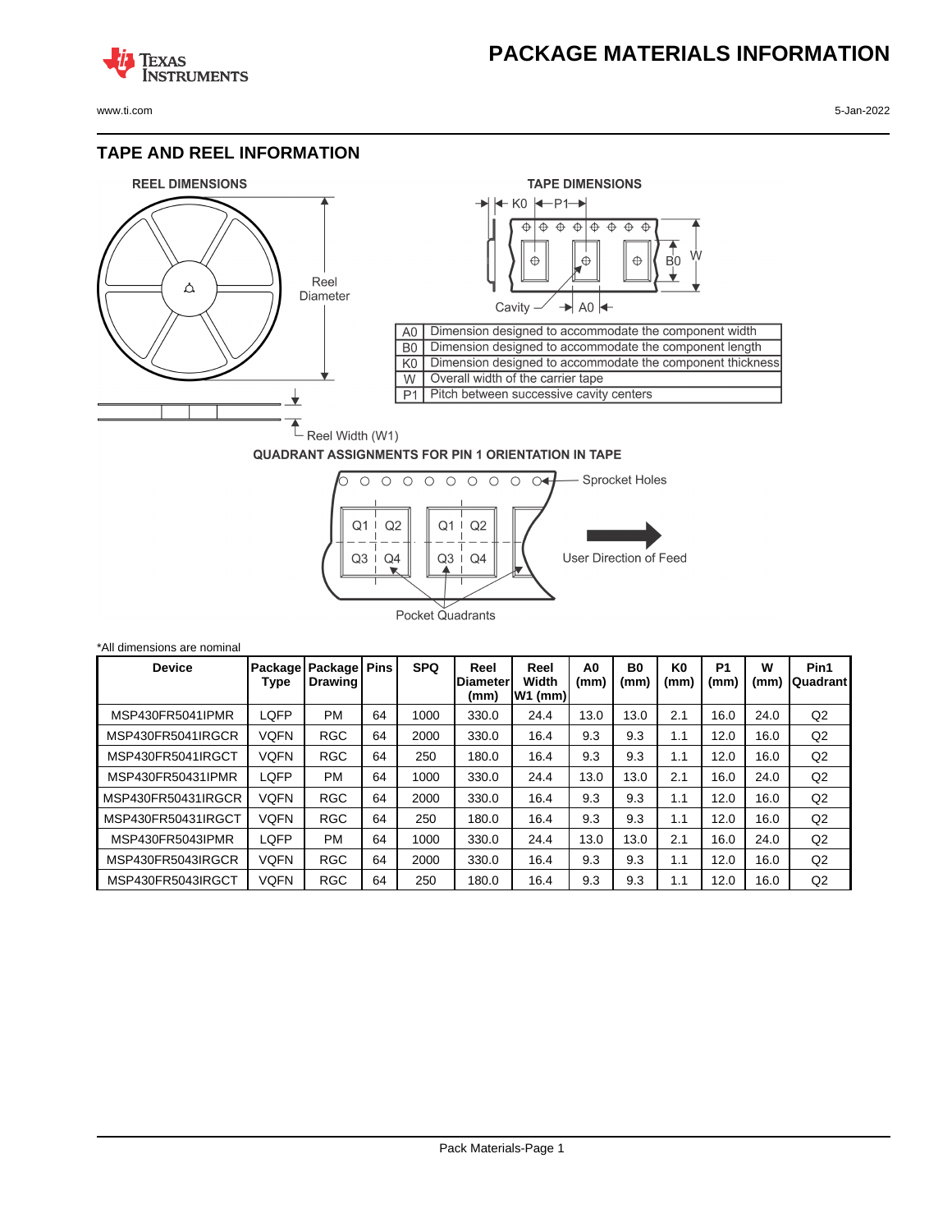# PACKAGE MATERIALS INFORMATION

## TAPE AND REEL INFORMATION

REEL DIMENSIONS

TAPE DIMENSIONS

| | |
|---|---|
| A0 | Dimension designed to accommodate the component width |
| B0 | Dimension designed to accommodate the component length |
| K0 | Dimension designed to accommodate the component thickness |
| W | Overall width of the carrier tape |
| P1 | Pitch between successive cavity centers |

QUADRANT ASSIGNMENTS FOR PIN 1 ORIENTATION IN TAPE

*All dimensions are nominal

| Device | Package Type | Package Drawing | Pins | SPQ | Reel Diameter (mm) | Reel Width W1 (mm) | A0 (mm) | B0 (mm) | K0 (mm) | P1 (mm) | W (mm) | Pin1 Quadrant |
|---|---|---|---|---|---|---|---|---|---|---|---|---|
| MSP430FR5041IPMR | LQFP | PM | 64 | 1000 | 330.0 | 24.4 | 13.0 | 13.0 | 2.1 | 16.0 | 24.0 | Q2 |
| MSP430FR5041IRGCR | VQFN | RGC | 64 | 2000 | 330.0 | 16.4 | 9.3 | 9.3 | 1.1 | 12.0 | 16.0 | Q2 |
| MSP430FR5041IRGCT | VQFN | RGC | 64 | 250 | 180.0 | 16.4 | 9.3 | 9.3 | 1.1 | 12.0 | 16.0 | Q2 |
| MSP430FR50431IPMR | LQFP | PM | 64 | 1000 | 330.0 | 24.4 | 13.0 | 13.0 | 2.1 | 16.0 | 24.0 | Q2 |
| MSP430FR50431IRGCR | VQFN | RGC | 64 | 2000 | 330.0 | 16.4 | 9.3 | 9.3 | 1.1 | 12.0 | 16.0 | Q2 |
| MSP430FR50431IRGCT | VQFN | RGC | 64 | 250 | 180.0 | 16.4 | 9.3 | 9.3 | 1.1 | 12.0 | 16.0 | Q2 |
| MSP430FR5043IPMR | LQFP | PM | 64 | 1000 | 330.0 | 24.4 | 13.0 | 13.0 | 2.1 | 16.0 | 24.0 | Q2 |
| MSP430FR5043IRGCR | VQFN | RGC | 64 | 2000 | 330.0 | 16.4 | 9.3 | 9.3 | 1.1 | 12.0 | 16.0 | Q2 |
| MSP430FR5043IRGCT | VQFN | RGC | 64 | 250 | 180.0 | 16.4 | 9.3 | 9.3 | 1.1 | 12.0 | 16.0 | Q2 |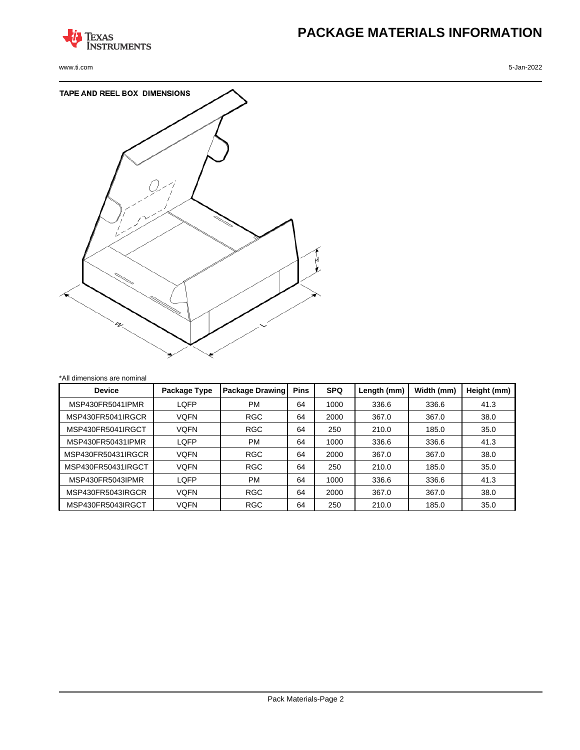# PACKAGE MATERIALS INFORMATION

www.ti.com

5-Jan-2022

## TAPE AND REEL BOX DIMENSIONS

*All dimensions are nominal

| Device | Package Type | Package Drawing | Pins | SPQ | Length (mm) | Width (mm) | Height (mm) |
|---|---|---|---|---|---|---|---|
| MSP430FR5041IPMR | LQFP | PM | 64 | 1000 | 336.6 | 336.6 | 41.3 |
| MSP430FR5041IRGCR | VQFN | RGC | 64 | 2000 | 367.0 | 367.0 | 38.0 |
| MSP430FR5041IRGCT | VQFN | RGC | 64 | 250 | 210.0 | 185.0 | 35.0 |
| MSP430FR50431IPMR | LQFP | PM | 64 | 1000 | 336.6 | 336.6 | 41.3 |
| MSP430FR50431IRGCR | VQFN | RGC | 64 | 2000 | 367.0 | 367.0 | 38.0 |
| MSP430FR50431IRGCT | VQFN | RGC | 64 | 250 | 210.0 | 185.0 | 35.0 |
| MSP430FR5043IPMR | LQFP | PM | 64 | 1000 | 336.6 | 336.6 | 41.3 |
| MSP430FR5043IRGCR | VQFN | RGC | 64 | 2000 | 367.0 | 367.0 | 38.0 |
| MSP430FR5043IRGCT | VQFN | RGC | 64 | 250 | 210.0 | 185.0 | 35.0 |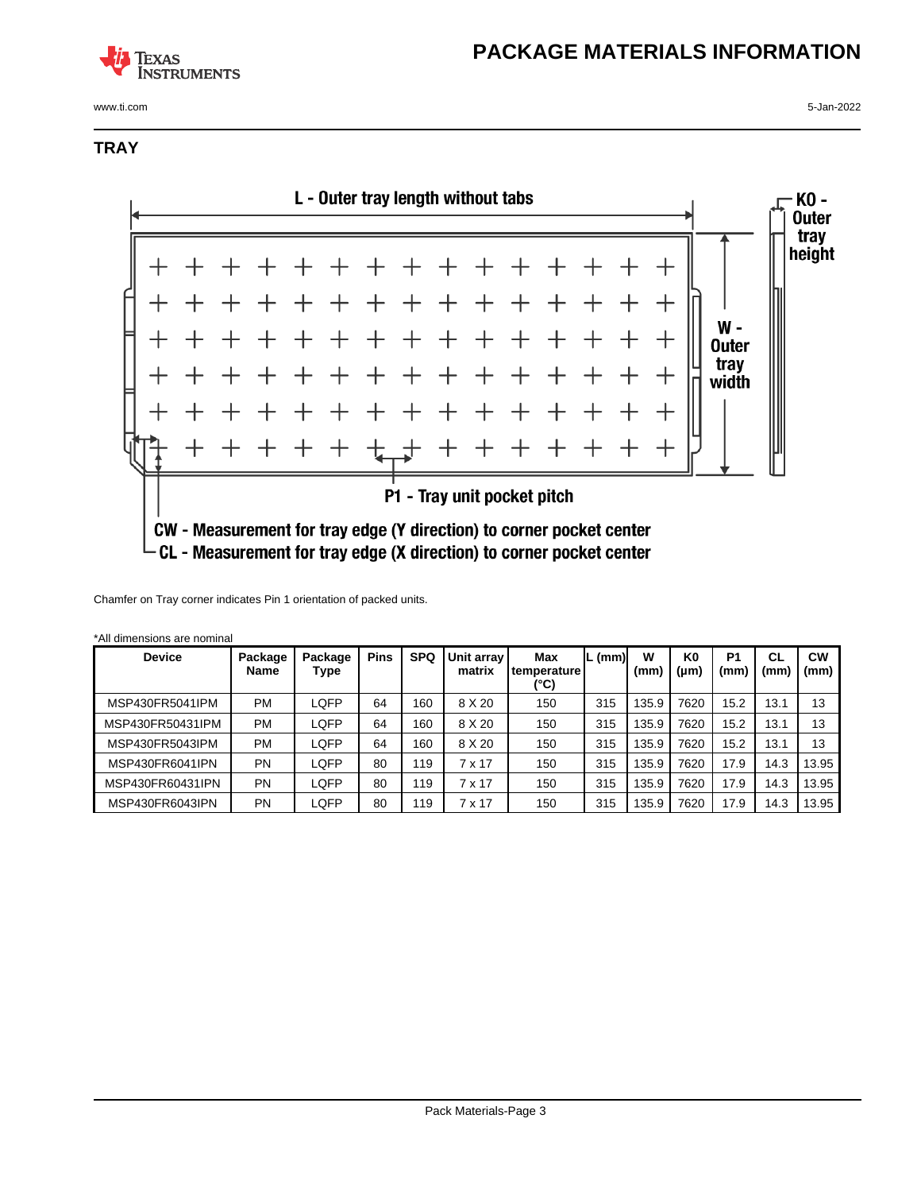## TRAY

L - Outer tray length without tabs

KO - Outer tray height

W - Outer tray width

P1 - Tray unit pocket pitch

CW - Measurement for tray edge (Y direction) to corner pocket center

CL - Measurement for tray edge (X direction) to corner pocket center

Chamfer on Tray corner indicates Pin 1 orientation of packed units.

*All dimensions are nominal

| Device | Package Name | Package Type | Pins | SPQ | Unit array matrix | Max temperature (°C) | L (mm) | W (mm) | K0 (µm) | P1 (mm) | CL (mm) | CW (mm) |
|---|---|---|---|---|---|---|---|---|---|---|---|---|
| MSP430FR5041IPM | PM | LQFP | 64 | 160 | 8 X 20 | 150 | 315 | 135.9 | 7620 | 15.2 | 13.1 | 13 |
| MSP430FR50431IPM | PM | LQFP | 64 | 160 | 8 X 20 | 150 | 315 | 135.9 | 7620 | 15.2 | 13.1 | 13 |
| MSP430FR5043IPM | PM | LQFP | 64 | 160 | 8 X 20 | 150 | 315 | 135.9 | 7620 | 15.2 | 13.1 | 13 |
| MSP430FR6041IPN | PN | LQFP | 80 | 119 | 7 x 17 | 150 | 315 | 135.9 | 7620 | 17.9 | 14.3 | 13.95 |
| MSP430FR60431IPN | PN | LQFP | 80 | 119 | 7 x 17 | 150 | 315 | 135.9 | 7620 | 17.9 | 14.3 | 13.95 |
| MSP430FR6043IPN | PN | LQFP | 80 | 119 | 7 x 17 | 150 | 315 | 135.9 | 7620 | 17.9 | 14.3 | 13.95 |